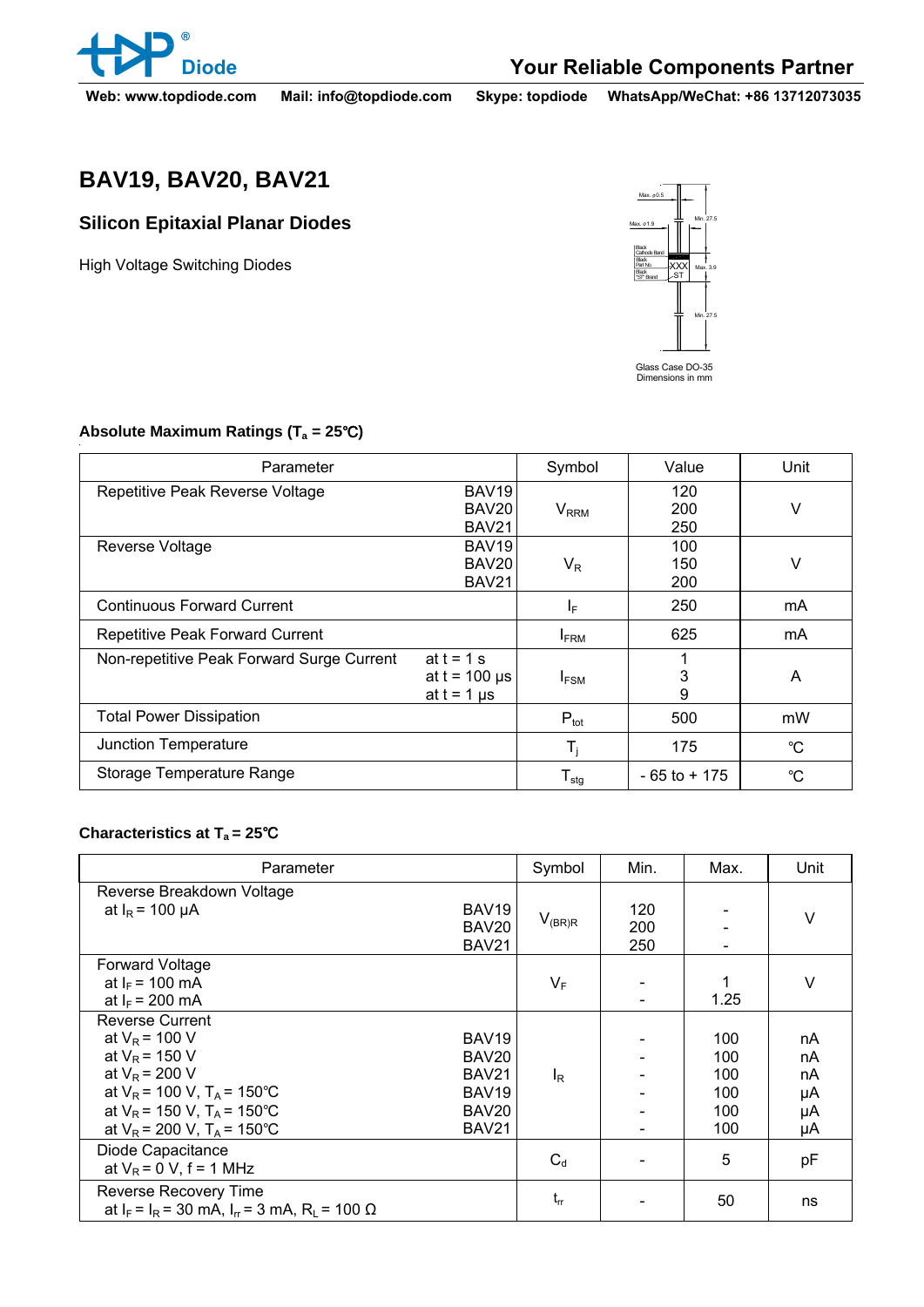# BAV19, BAV20, BAV21

## Silicon Epitaxial Planar Diodes

High Voltage Switching Diodes

Glass Case DO-35
Dimensions in mm

### Absolute Maximum Ratings ($T_a$ = 25℃)

| Parameter | | Symbol | Value | Unit |
|---|---|---|---|---|
| Repetitive Peak Reverse Voltage | BAV19<br>BAV20<br>BAV21 | $V_{RRM}$ | 120<br>200<br>250 | V |
| Reverse Voltage | BAV19<br>BAV20<br>BAV21 | $V_R$ | 100<br>150<br>200 | V |
| Continuous Forward Current | | $I_F$ | 250 | mA |
| Repetitive Peak Forward Current | | $I_{FRM}$ | 625 | mA |
| Non-repetitive Peak Forward Surge Current | at t = 1 s<br>at t = 100 μs<br>at t = 1 μs | $I_{FSM}$ | 1<br>3<br>9 | A |
| Total Power Dissipation | | $P_{tot}$ | 500 | mW |
| Junction Temperature | | $T_j$ | 175 | ℃ |
| Storage Temperature Range | | $T_{stg}$ | - 65 to + 175 | ℃ |

### Characteristics at $T_a$ = 25℃

| Parameter | | Symbol | Min. | Max. | Unit |
|---|---|---|---|---|---|
| Reverse Breakdown Voltage<br>at $I_R$ = 100 μA | BAV19<br>BAV20<br>BAV21 | $V_{(BR)R}$ | 120<br>200<br>250 | -<br>-<br>- | V |
| Forward Voltage<br>at $I_F$ = 100 mA<br>at $I_F$ = 200 mA | | $V_F$ | -<br>- | 1<br>1.25 | V |
| Reverse Current<br>at $V_R$ = 100 V<br>at $V_R$ = 150 V<br>at $V_R$ = 200 V<br>at $V_R$ = 100 V, $T_A$ = 150℃<br>at $V_R$ = 150 V, $T_A$ = 150℃<br>at $V_R$ = 200 V, $T_A$ = 150℃ | BAV19<br>BAV20<br>BAV21<br>BAV19<br>BAV20<br>BAV21 | $I_R$ | -<br>-<br>-<br>-<br>-<br>- | 100<br>100<br>100<br>100<br>100<br>100 | nA<br>nA<br>nA<br>μA<br>μA<br>μA |
| Diode Capacitance<br>at $V_R$ = 0 V, f = 1 MHz | | $C_d$ | - | 5 | pF |
| Reverse Recovery Time<br>at $I_F$ = $I_R$ = 30 mA, $I_{rr}$ = 3 mA, $R_L$ = 100 Ω | | $t_{rr}$ | - | 50 | ns |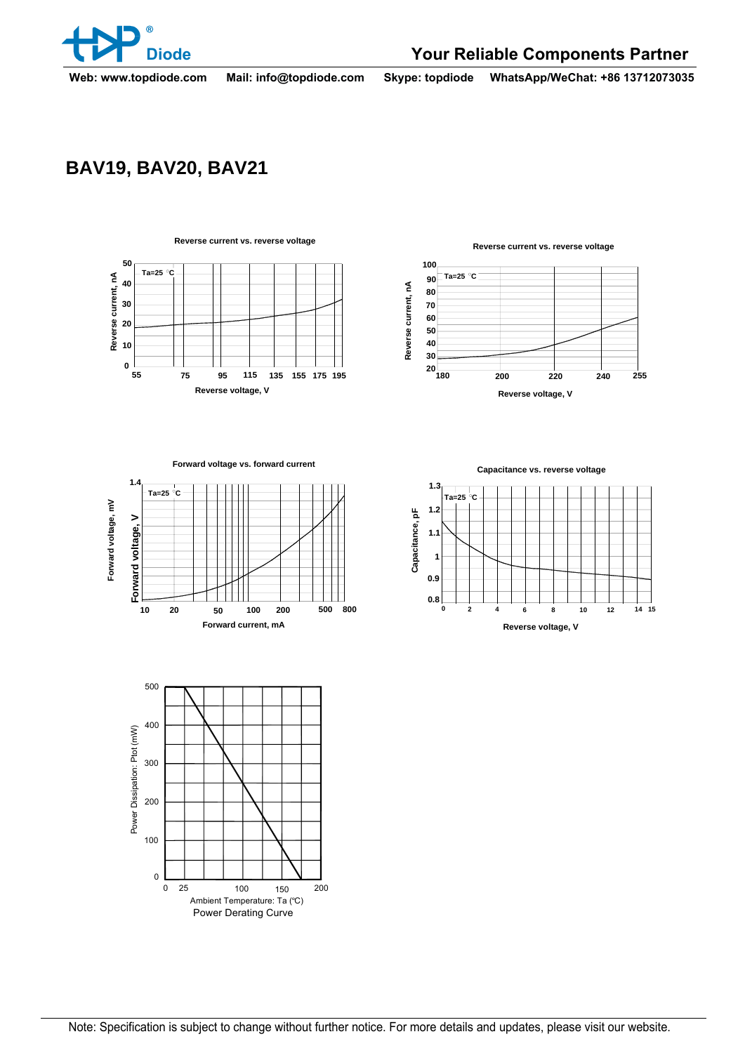# BAV19, BAV20, BAV21

Reverse current vs. reverse voltage

Ta=25 °C

Reverse current, nA

50
40
30
20
10
0

55 75 95 115 135 155 175 195

Reverse voltage, V

Reverse current vs. reverse voltage

Ta=25 °C

Reverse current, nA

100
90
80
70
60
50
40
30
20

180 200 220 240 255

Reverse voltage, V

Forward voltage vs. forward current

Ta=25 °C

Forward voltage, mV

Forward voltage, V

1.4

10 20 50 100 200 500 800

Forward current, mA

Capacitance vs. reverse voltage

Ta=25 °C

Capacitance, pF

1.3
1.2
1.1
1
0.9
0.8

0 2 4 6 8 10 12 14 15

Reverse voltage, V

Power Dissipation: Ptot (mW)

500
400
300
200
100
0

0 25 100 150 200

Ambient Temperature: Ta (℃)

Power Derating Curve

Note: Specification is subject to change without further notice. For more details and updates, please visit our website.